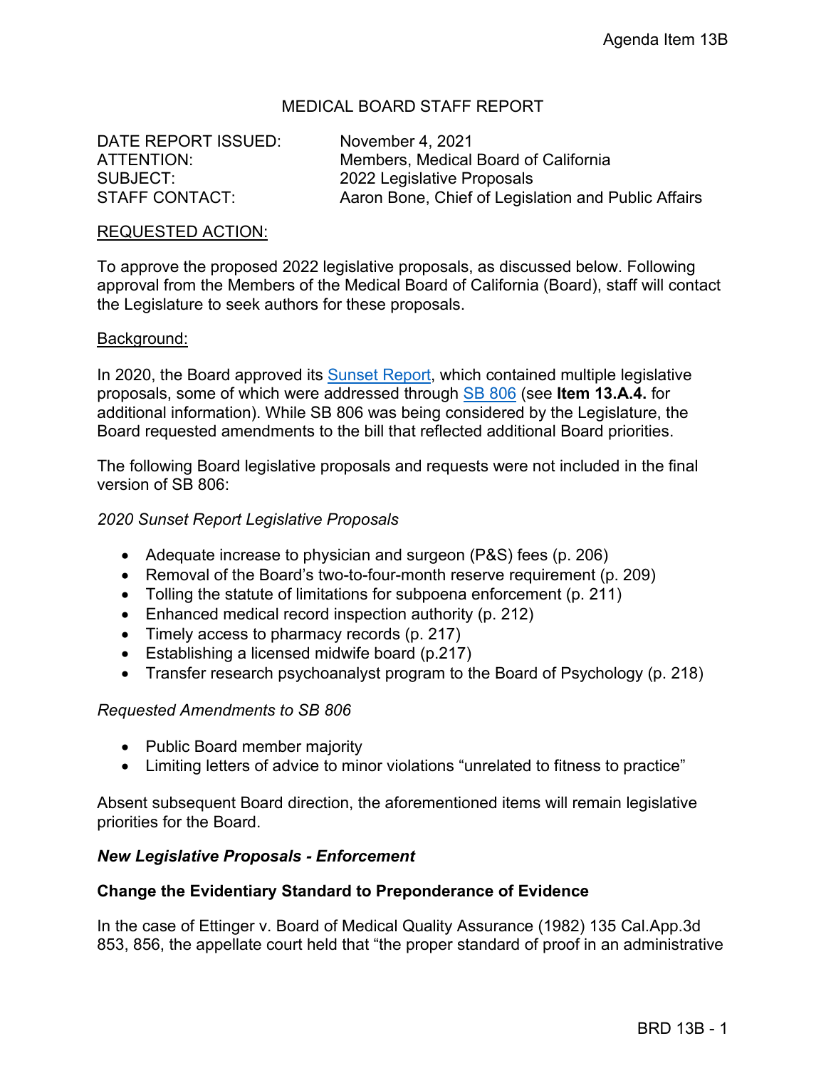Agenda Item 13B

MEDICAL BOARD STAFF REPORT

DATE REPORT ISSUED: November 4, 2021
ATTENTION: Members, Medical Board of California
SUBJECT: 2022 Legislative Proposals
STAFF CONTACT: Aaron Bone, Chief of Legislation and Public Affairs

REQUESTED ACTION:

To approve the proposed 2022 legislative proposals, as discussed below. Following approval from the Members of the Medical Board of California (Board), staff will contact the Legislature to seek authors for these proposals.

Background:

In 2020, the Board approved its Sunset Report, which contained multiple legislative proposals, some of which were addressed through SB 806 (see **Item 13.A.4.** for additional information). While SB 806 was being considered by the Legislature, the Board requested amendments to the bill that reflected additional Board priorities.

The following Board legislative proposals and requests were not included in the final version of SB 806:

*2020 Sunset Report Legislative Proposals*

- Adequate increase to physician and surgeon (P&S) fees (p. 206)
- Removal of the Board's two-to-four-month reserve requirement (p. 209)
- Tolling the statute of limitations for subpoena enforcement (p. 211)
- Enhanced medical record inspection authority (p. 212)
- Timely access to pharmacy records (p. 217)
- Establishing a licensed midwife board (p.217)
- Transfer research psychoanalyst program to the Board of Psychology (p. 218)

*Requested Amendments to SB 806*

- Public Board member majority
- Limiting letters of advice to minor violations "unrelated to fitness to practice"

Absent subsequent Board direction, the aforementioned items will remain legislative priorities for the Board.

***New Legislative Proposals - Enforcement***

**Change the Evidentiary Standard to Preponderance of Evidence**

In the case of Ettinger v. Board of Medical Quality Assurance (1982) 135 Cal.App.3d 853, 856, the appellate court held that "the proper standard of proof in an administrative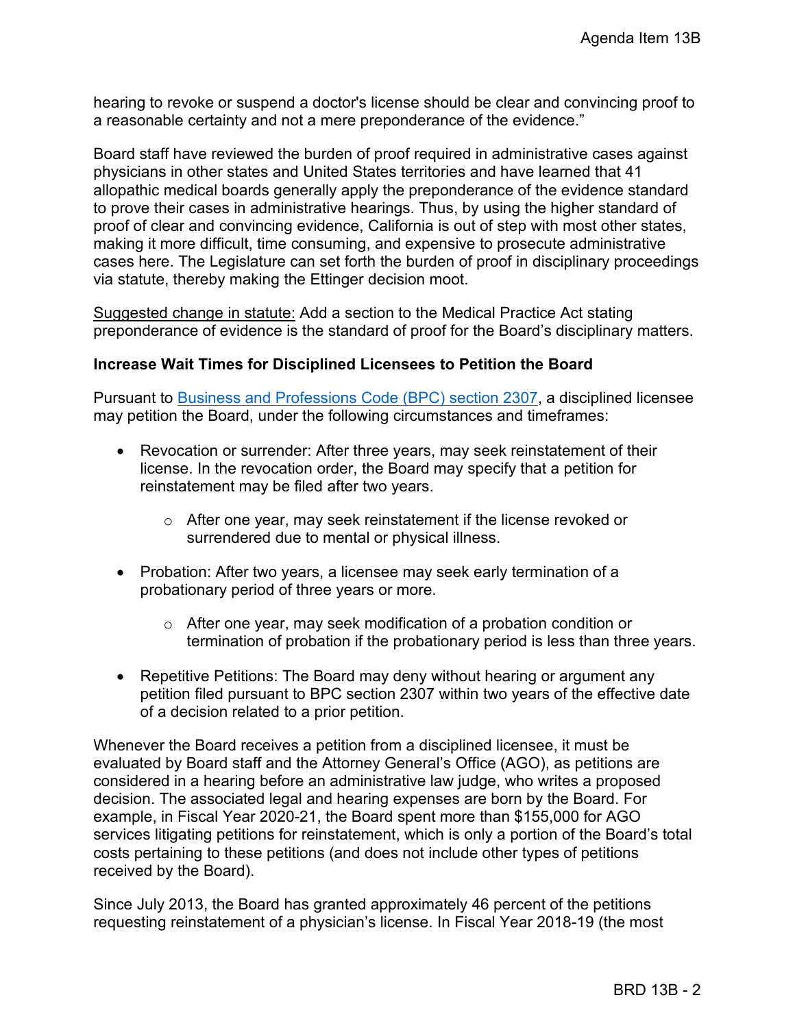hearing to revoke or suspend a doctor's license should be clear and convincing proof to a reasonable certainty and not a mere preponderance of the evidence."

Board staff have reviewed the burden of proof required in administrative cases against physicians in other states and United States territories and have learned that 41 allopathic medical boards generally apply the preponderance of the evidence standard to prove their cases in administrative hearings. Thus, by using the higher standard of proof of clear and convincing evidence, California is out of step with most other states, making it more difficult, time consuming, and expensive to prosecute administrative cases here. The Legislature can set forth the burden of proof in disciplinary proceedings via statute, thereby making the Ettinger decision moot.

Suggested change in statute: Add a section to the Medical Practice Act stating preponderance of evidence is the standard of proof for the Board's disciplinary matters.

**Increase Wait Times for Disciplined Licensees to Petition the Board**

Pursuant to Business and Professions Code (BPC) section 2307, a disciplined licensee may petition the Board, under the following circumstances and timeframes:

- Revocation or surrender: After three years, may seek reinstatement of their license. In the revocation order, the Board may specify that a petition for reinstatement may be filed after two years.
  - After one year, may seek reinstatement if the license revoked or surrendered due to mental or physical illness.
- Probation: After two years, a licensee may seek early termination of a probationary period of three years or more.
  - After one year, may seek modification of a probation condition or termination of probation if the probationary period is less than three years.
- Repetitive Petitions: The Board may deny without hearing or argument any petition filed pursuant to BPC section 2307 within two years of the effective date of a decision related to a prior petition.

Whenever the Board receives a petition from a disciplined licensee, it must be evaluated by Board staff and the Attorney General's Office (AGO), as petitions are considered in a hearing before an administrative law judge, who writes a proposed decision. The associated legal and hearing expenses are born by the Board. For example, in Fiscal Year 2020-21, the Board spent more than $155,000 for AGO services litigating petitions for reinstatement, which is only a portion of the Board's total costs pertaining to these petitions (and does not include other types of petitions received by the Board).

Since July 2013, the Board has granted approximately 46 percent of the petitions requesting reinstatement of a physician's license. In Fiscal Year 2018-19 (the most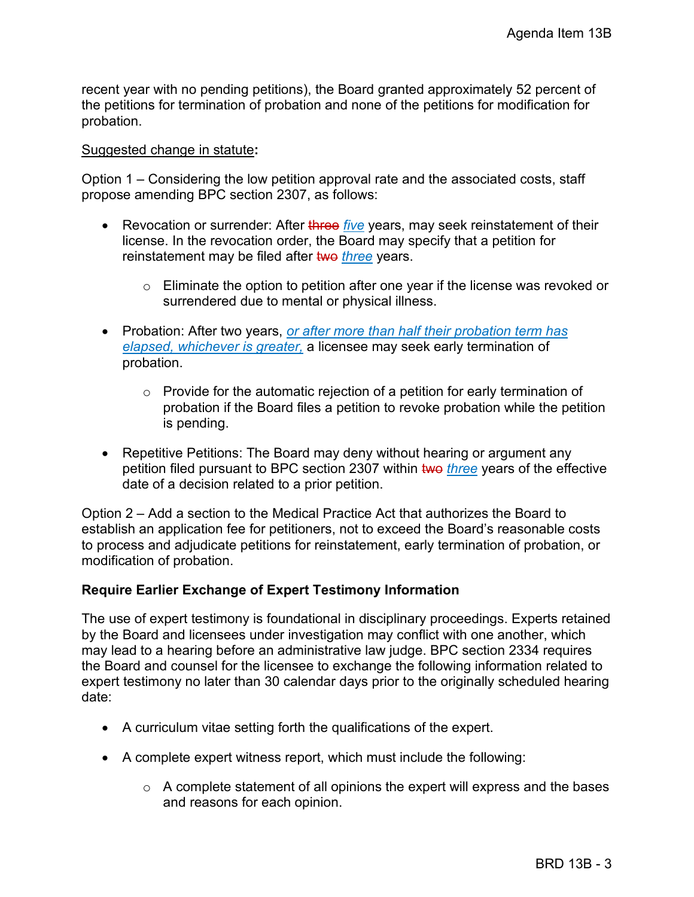recent year with no pending petitions), the Board granted approximately 52 percent of the petitions for termination of probation and none of the petitions for modification for probation.

<u>Suggested change in statute</u>**:**

Option 1 – Considering the low petition approval rate and the associated costs, staff propose amending BPC section 2307, as follows:

- Revocation or surrender: After ~~three~~ *<u>five</u>* years, may seek reinstatement of their license. In the revocation order, the Board may specify that a petition for reinstatement may be filed after ~~two~~ *<u>three</u>* years.
  - Eliminate the option to petition after one year if the license was revoked or surrendered due to mental or physical illness.
- Probation: After two years, *<u>or after more than half their probation term has elapsed, whichever is greater,</u>* a licensee may seek early termination of probation.
  - Provide for the automatic rejection of a petition for early termination of probation if the Board files a petition to revoke probation while the petition is pending.
- Repetitive Petitions: The Board may deny without hearing or argument any petition filed pursuant to BPC section 2307 within ~~two~~ *<u>three</u>* years of the effective date of a decision related to a prior petition.

Option 2 – Add a section to the Medical Practice Act that authorizes the Board to establish an application fee for petitioners, not to exceed the Board's reasonable costs to process and adjudicate petitions for reinstatement, early termination of probation, or modification of probation.

**Require Earlier Exchange of Expert Testimony Information**

The use of expert testimony is foundational in disciplinary proceedings. Experts retained by the Board and licensees under investigation may conflict with one another, which may lead to a hearing before an administrative law judge. BPC section 2334 requires the Board and counsel for the licensee to exchange the following information related to expert testimony no later than 30 calendar days prior to the originally scheduled hearing date:

- A curriculum vitae setting forth the qualifications of the expert.
- A complete expert witness report, which must include the following:
  - A complete statement of all opinions the expert will express and the bases and reasons for each opinion.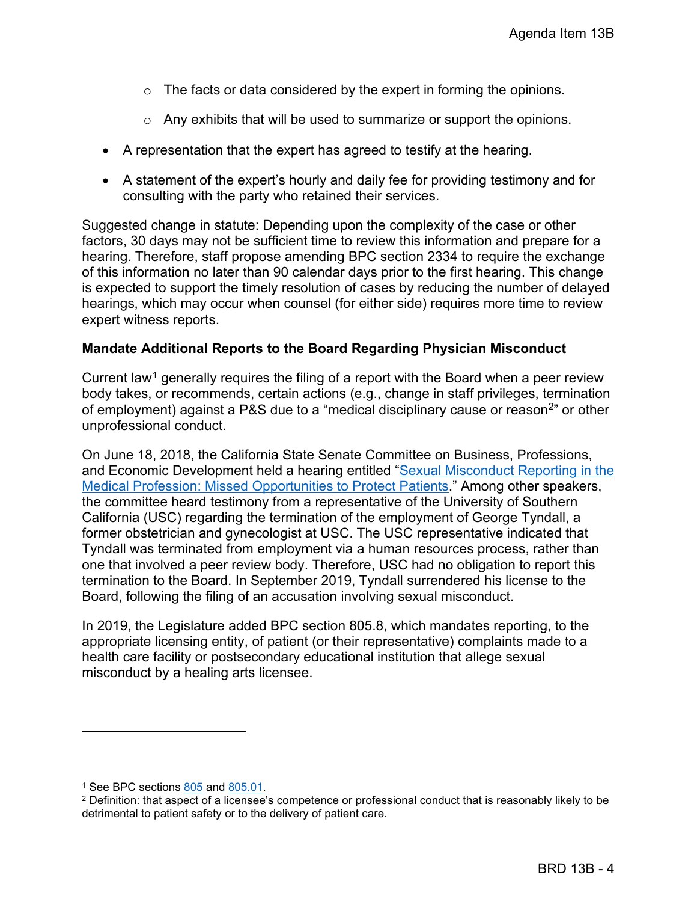- The facts or data considered by the expert in forming the opinions.
    - Any exhibits that will be used to summarize or support the opinions.
- A representation that the expert has agreed to testify at the hearing.
- A statement of the expert's hourly and daily fee for providing testimony and for consulting with the party who retained their services.

Suggested change in statute: Depending upon the complexity of the case or other factors, 30 days may not be sufficient time to review this information and prepare for a hearing. Therefore, staff propose amending BPC section 2334 to require the exchange of this information no later than 90 calendar days prior to the first hearing. This change is expected to support the timely resolution of cases by reducing the number of delayed hearings, which may occur when counsel (for either side) requires more time to review expert witness reports.

**Mandate Additional Reports to the Board Regarding Physician Misconduct**

Current law[1] generally requires the filing of a report with the Board when a peer review body takes, or recommends, certain actions (e.g., change in staff privileges, termination of employment) against a P&S due to a "medical disciplinary cause or reason[2]" or other unprofessional conduct.

On June 18, 2018, the California State Senate Committee on Business, Professions, and Economic Development held a hearing entitled "Sexual Misconduct Reporting in the Medical Profession: Missed Opportunities to Protect Patients." Among other speakers, the committee heard testimony from a representative of the University of Southern California (USC) regarding the termination of the employment of George Tyndall, a former obstetrician and gynecologist at USC. The USC representative indicated that Tyndall was terminated from employment via a human resources process, rather than one that involved a peer review body. Therefore, USC had no obligation to report this termination to the Board. In September 2019, Tyndall surrendered his license to the Board, following the filing of an accusation involving sexual misconduct.

In 2019, the Legislature added BPC section 805.8, which mandates reporting, to the appropriate licensing entity, of patient (or their representative) complaints made to a health care facility or postsecondary educational institution that allege sexual misconduct by a healing arts licensee.

---

[1] See BPC sections 805 and 805.01.

[2] Definition: that aspect of a licensee's competence or professional conduct that is reasonably likely to be detrimental to patient safety or to the delivery of patient care.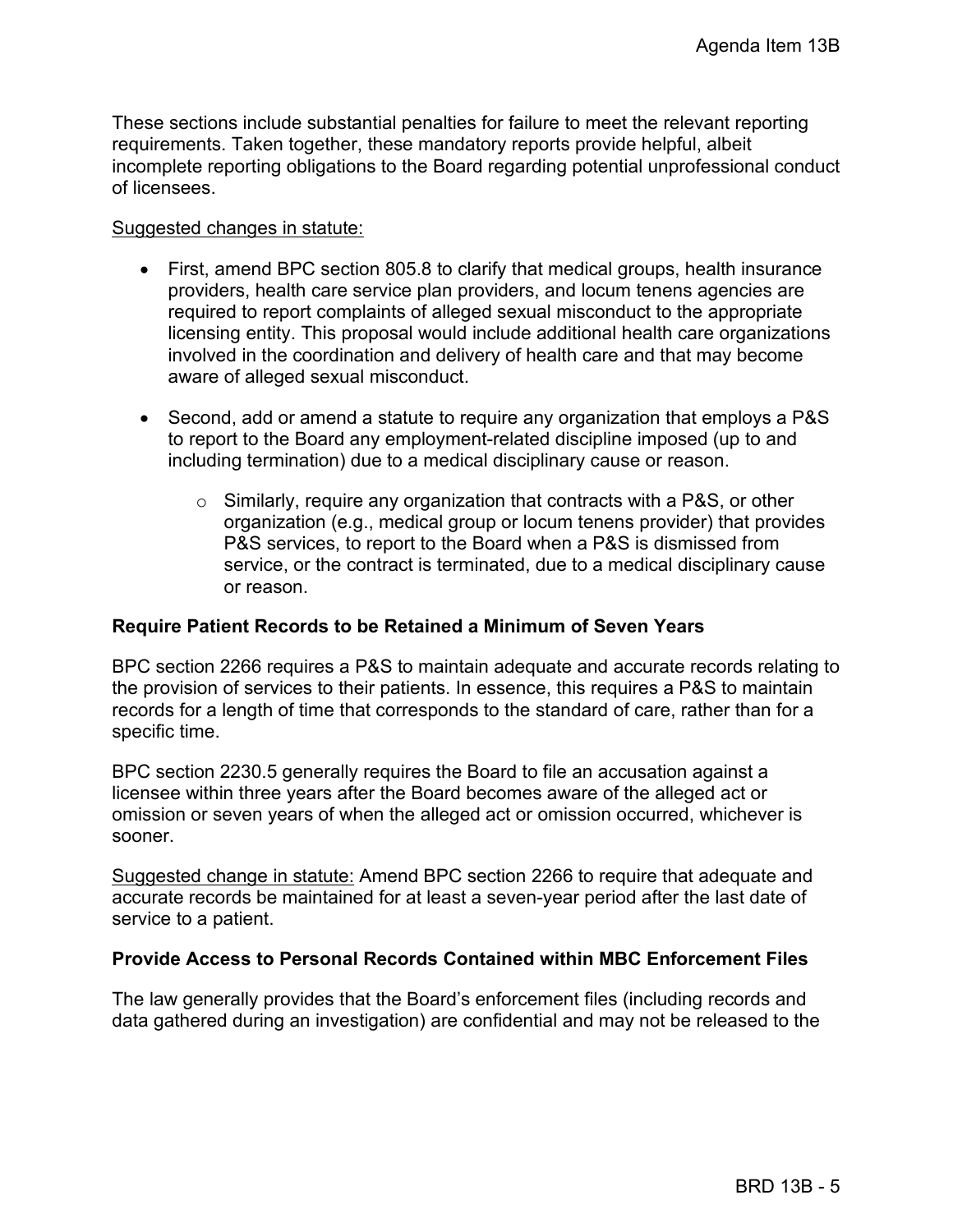These sections include substantial penalties for failure to meet the relevant reporting requirements. Taken together, these mandatory reports provide helpful, albeit incomplete reporting obligations to the Board regarding potential unprofessional conduct of licensees.

<u>Suggested changes in statute:</u>

- First, amend BPC section 805.8 to clarify that medical groups, health insurance providers, health care service plan providers, and locum tenens agencies are required to report complaints of alleged sexual misconduct to the appropriate licensing entity. This proposal would include additional health care organizations involved in the coordination and delivery of health care and that may become aware of alleged sexual misconduct.
- Second, add or amend a statute to require any organization that employs a P&S to report to the Board any employment-related discipline imposed (up to and including termination) due to a medical disciplinary cause or reason.
  - Similarly, require any organization that contracts with a P&S, or other organization (e.g., medical group or locum tenens provider) that provides P&S services, to report to the Board when a P&S is dismissed from service, or the contract is terminated, due to a medical disciplinary cause or reason.

**Require Patient Records to be Retained a Minimum of Seven Years**

BPC section 2266 requires a P&S to maintain adequate and accurate records relating to the provision of services to their patients. In essence, this requires a P&S to maintain records for a length of time that corresponds to the standard of care, rather than for a specific time.

BPC section 2230.5 generally requires the Board to file an accusation against a licensee within three years after the Board becomes aware of the alleged act or omission or seven years of when the alleged act or omission occurred, whichever is sooner.

<u>Suggested change in statute:</u> Amend BPC section 2266 to require that adequate and accurate records be maintained for at least a seven-year period after the last date of service to a patient.

**Provide Access to Personal Records Contained within MBC Enforcement Files**

The law generally provides that the Board's enforcement files (including records and data gathered during an investigation) are confidential and may not be released to the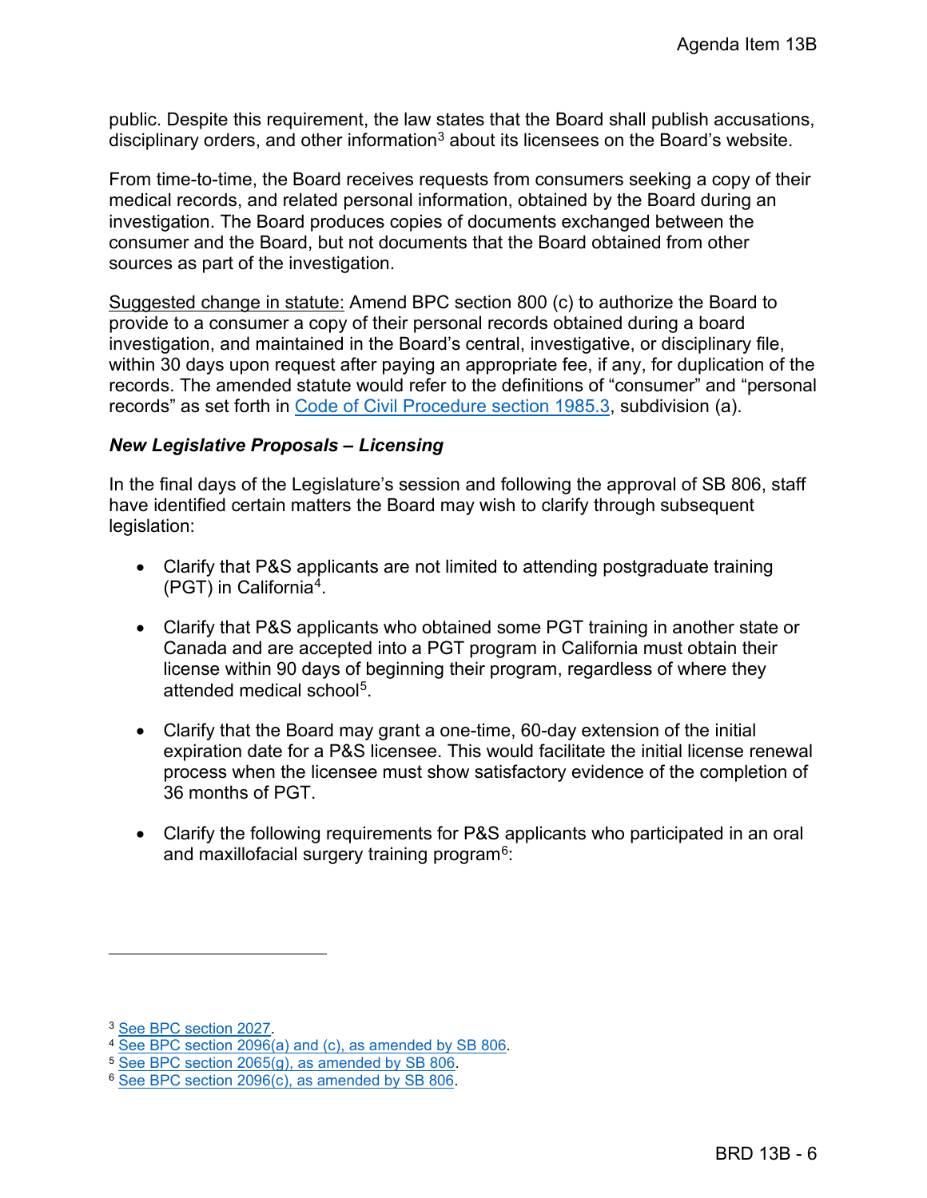public. Despite this requirement, the law states that the Board shall publish accusations, disciplinary orders, and other information[3] about its licensees on the Board's website.

From time-to-time, the Board receives requests from consumers seeking a copy of their medical records, and related personal information, obtained by the Board during an investigation. The Board produces copies of documents exchanged between the consumer and the Board, but not documents that the Board obtained from other sources as part of the investigation.

Suggested change in statute: Amend BPC section 800 (c) to authorize the Board to provide to a consumer a copy of their personal records obtained during a board investigation, and maintained in the Board's central, investigative, or disciplinary file, within 30 days upon request after paying an appropriate fee, if any, for duplication of the records. The amended statute would refer to the definitions of "consumer" and "personal records" as set forth in Code of Civil Procedure section 1985.3, subdivision (a).

***New Legislative Proposals – Licensing***

In the final days of the Legislature's session and following the approval of SB 806, staff have identified certain matters the Board may wish to clarify through subsequent legislation:

- Clarify that P&S applicants are not limited to attending postgraduate training (PGT) in California[4].
- Clarify that P&S applicants who obtained some PGT training in another state or Canada and are accepted into a PGT program in California must obtain their license within 90 days of beginning their program, regardless of where they attended medical school[5].
- Clarify that the Board may grant a one-time, 60-day extension of the initial expiration date for a P&S licensee. This would facilitate the initial license renewal process when the licensee must show satisfactory evidence of the completion of 36 months of PGT.
- Clarify the following requirements for P&S applicants who participated in an oral and maxillofacial surgery training program[6]:

---

[3] See BPC section 2027.
[4] See BPC section 2096(a) and (c), as amended by SB 806.
[5] See BPC section 2065(g), as amended by SB 806.
[6] See BPC section 2096(c), as amended by SB 806.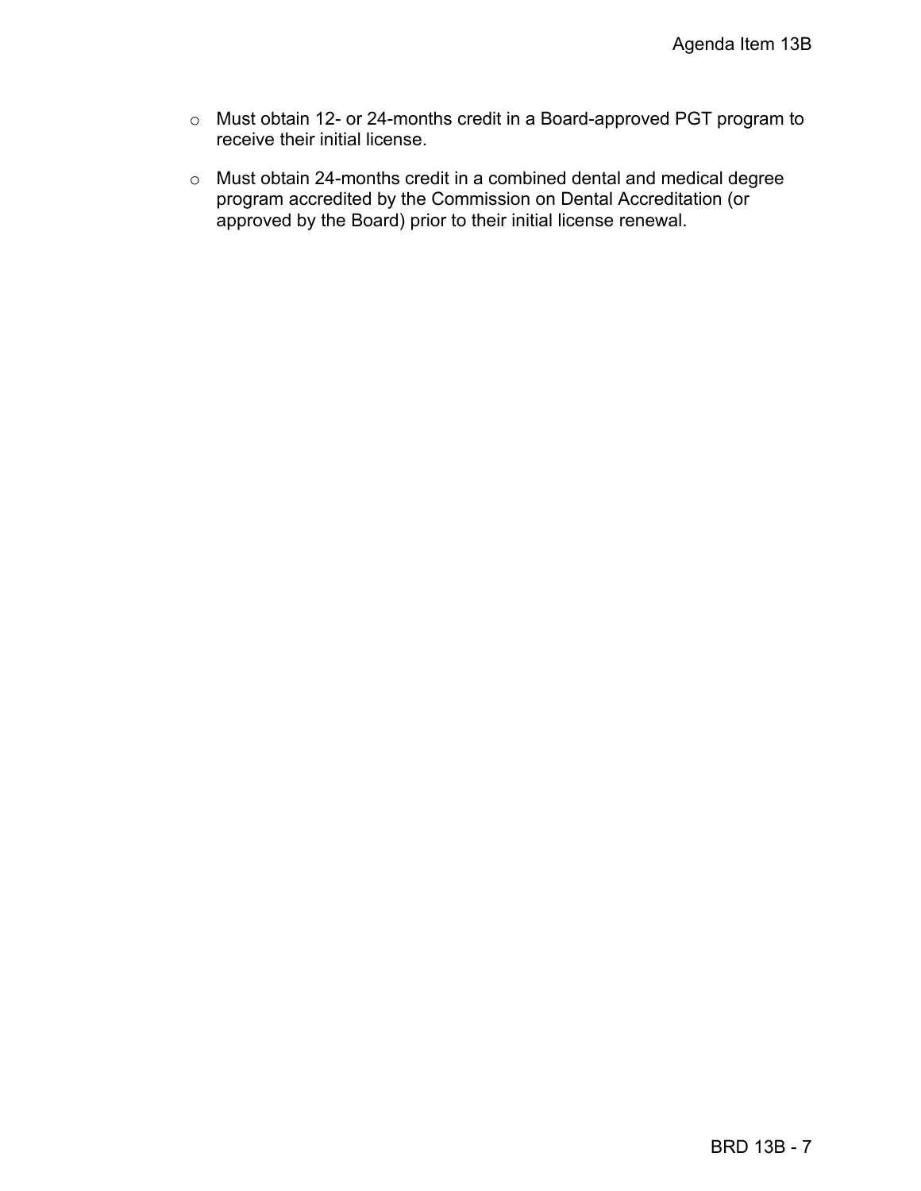- Must obtain 12- or 24-months credit in a Board-approved PGT program to receive their initial license.
- Must obtain 24-months credit in a combined dental and medical degree program accredited by the Commission on Dental Accreditation (or approved by the Board) prior to their initial license renewal.